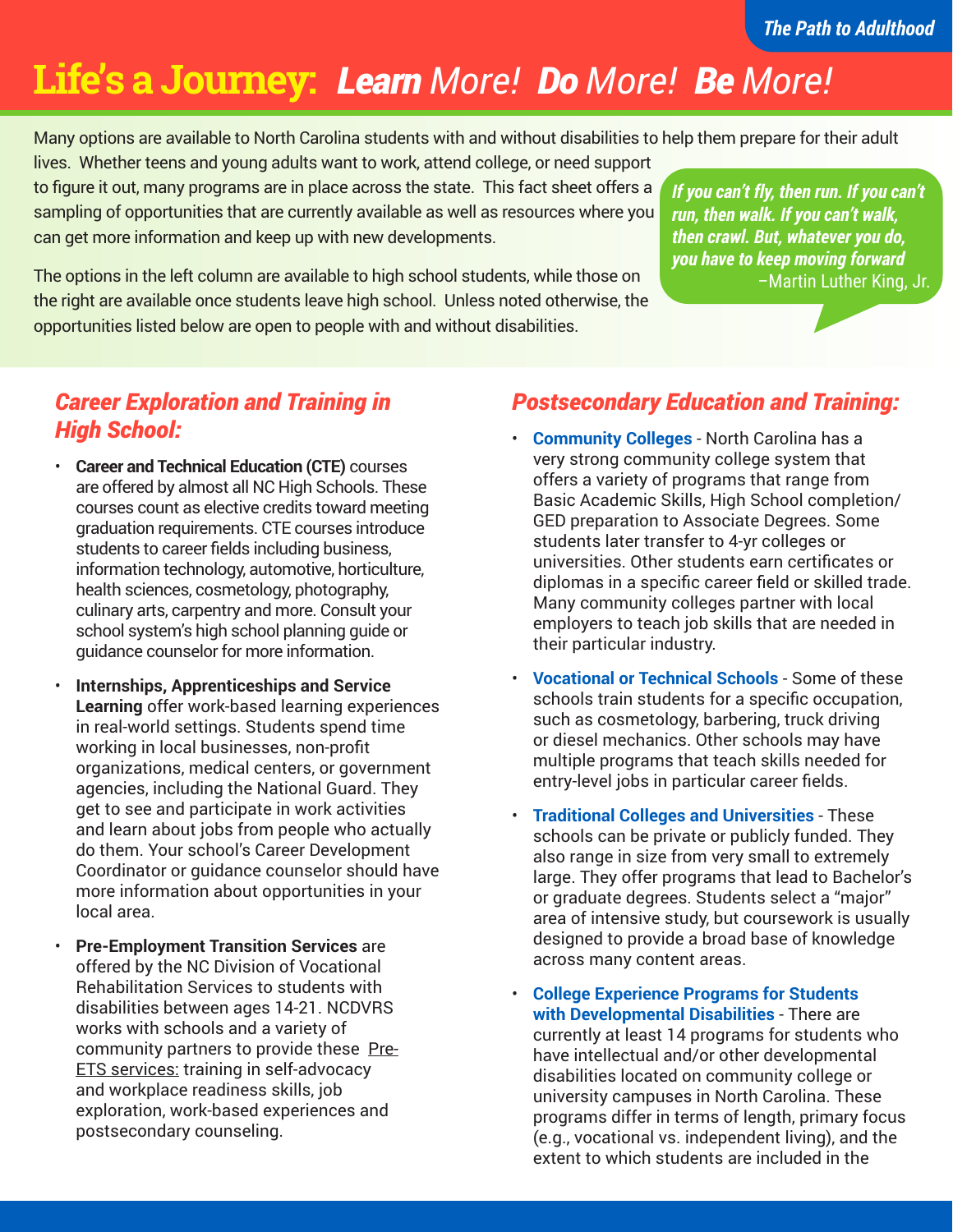# Life's a Journey: *Learn More! Do More! Be More!*

Many options are available to North Carolina students with and without disabilities to help them prepare for their adult lives. Whether teens and young adults want to work, attend college, or need support to figure it out, many programs are in place across the state. This fact sheet offers a sampling of opportunities that are currently available as well as resources where you can get more information and keep up with new developments.

The options in the left column are available to high school students, while those on the right are available once students leave high school. Unless noted otherwise, the opportunities listed below are open to people with and without disabilities.

> *If you can't fly, then run. If you can't run, then walk. If you can't walk, then crawl. But, whatever you do, you have to keep moving forward*
> –Martin Luther King, Jr.

## *Career Exploration and Training in High School:*

- **Career and Technical Education (CTE)** courses are offered by almost all NC High Schools. These courses count as elective credits toward meeting graduation requirements. CTE courses introduce students to career fields including business, information technology, automotive, horticulture, health sciences, cosmetology, photography, culinary arts, carpentry and more. Consult your school system's high school planning guide or guidance counselor for more information.

- **Internships, Apprenticeships and Service Learning** offer work-based learning experiences in real-world settings. Students spend time working in local businesses, non-profit organizations, medical centers, or government agencies, including the National Guard. They get to see and participate in work activities and learn about jobs from people who actually do them. Your school's Career Development Coordinator or guidance counselor should have more information about opportunities in your local area.

- **Pre-Employment Transition Services** are offered by the NC Division of Vocational Rehabilitation Services to students with disabilities between ages 14-21. NCDVRS works with schools and a variety of community partners to provide these Pre-ETS services: training in self-advocacy and workplace readiness skills, job exploration, work-based experiences and postsecondary counseling.

## *Postsecondary Education and Training:*

- **Community Colleges** - North Carolina has a very strong community college system that offers a variety of programs that range from Basic Academic Skills, High School completion/ GED preparation to Associate Degrees. Some students later transfer to 4-yr colleges or universities. Other students earn certificates or diplomas in a specific career field or skilled trade. Many community colleges partner with local employers to teach job skills that are needed in their particular industry.

- **Vocational or Technical Schools** - Some of these schools train students for a specific occupation, such as cosmetology, barbering, truck driving or diesel mechanics. Other schools may have multiple programs that teach skills needed for entry-level jobs in particular career fields.

- **Traditional Colleges and Universities** - These schools can be private or publicly funded. They also range in size from very small to extremely large. They offer programs that lead to Bachelor's or graduate degrees. Students select a "major" area of intensive study, but coursework is usually designed to provide a broad base of knowledge across many content areas.

- **College Experience Programs for Students with Developmental Disabilities** - There are currently at least 14 programs for students who have intellectual and/or other developmental disabilities located on community college or university campuses in North Carolina. These programs differ in terms of length, primary focus (e.g., vocational vs. independent living), and the extent to which students are included in the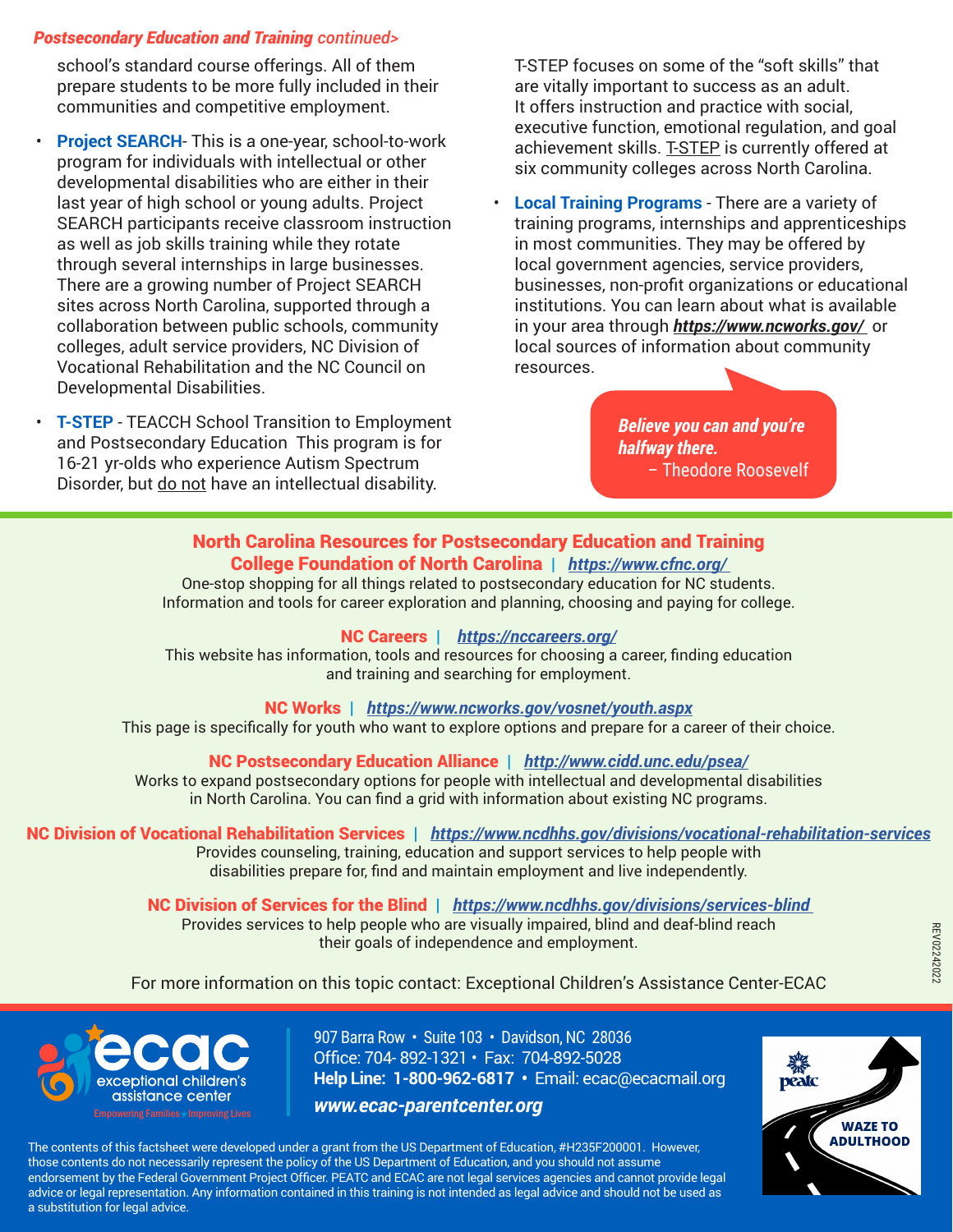*Postsecondary Education and Training continued>*

school's standard course offerings. All of them prepare students to be more fully included in their communities and competitive employment.

- **Project SEARCH**- This is a one-year, school-to-work program for individuals with intellectual or other developmental disabilities who are either in their last year of high school or young adults. Project SEARCH participants receive classroom instruction as well as job skills training while they rotate through several internships in large businesses. There are a growing number of Project SEARCH sites across North Carolina, supported through a collaboration between public schools, community colleges, adult service providers, NC Division of Vocational Rehabilitation and the NC Council on Developmental Disabilities.
- **T-STEP** - TEACCH School Transition to Employment and Postsecondary Education This program is for 16-21 yr-olds who experience Autism Spectrum Disorder, but do not have an intellectual disability. T-STEP focuses on some of the "soft skills" that are vitally important to success as an adult. It offers instruction and practice with social, executive function, emotional regulation, and goal achievement skills. T-STEP is currently offered at six community colleges across North Carolina.
- **Local Training Programs** - There are a variety of training programs, internships and apprenticeships in most communities. They may be offered by local government agencies, service providers, businesses, non-profit organizations or educational institutions. You can learn about what is available in your area through ***https://www.ncworks.gov/*** or local sources of information about community resources.

> ***Believe you can and you're halfway there.***
> – Theodore Roosevelt

## North Carolina Resources for Postsecondary Education and Training

**College Foundation of North Carolina** | ***https://www.cfnc.org/***
One-stop shopping for all things related to postsecondary education for NC students. Information and tools for career exploration and planning, choosing and paying for college.

**NC Careers** | ***https://nccareers.org/***
This website has information, tools and resources for choosing a career, finding education and training and searching for employment.

**NC Works** | ***https://www.ncworks.gov/vosnet/youth.aspx***
This page is specifically for youth who want to explore options and prepare for a career of their choice.

**NC Postsecondary Education Alliance** | ***http://www.cidd.unc.edu/psea/***
Works to expand postsecondary options for people with intellectual and developmental disabilities in North Carolina. You can find a grid with information about existing NC programs.

**NC Division of Vocational Rehabilitation Services** | ***https://www.ncdhhs.gov/divisions/vocational-rehabilitation-services***
Provides counseling, training, education and support services to help people with disabilities prepare for, find and maintain employment and live independently.

**NC Division of Services for the Blind** | ***https://www.ncdhhs.gov/divisions/services-blind***
Provides services to help people who are visually impaired, blind and deaf-blind reach their goals of independence and employment.

For more information on this topic contact: Exceptional Children's Assistance Center-ECAC

REV02242022

ecac exceptional children's assistance center
Empowering Families • Improving Lives

907 Barra Row • Suite 103 • Davidson, NC 28036
Office: 704- 892-1321 • Fax: 704-892-5028
**Help Line: 1-800-962-6817** • Email: ecac@ecacmail.org
***www.ecac-parentcenter.org***

peatc WAZE TO ADULTHOOD

The contents of this factsheet were developed under a grant from the US Department of Education, #H235F200001. However, those contents do not necessarily represent the policy of the US Department of Education, and you should not assume endorsement by the Federal Government Project Officer. PEATC and ECAC are not legal services agencies and cannot provide legal advice or legal representation. Any information contained in this training is not intended as legal advice and should not be used as a substitution for legal advice.